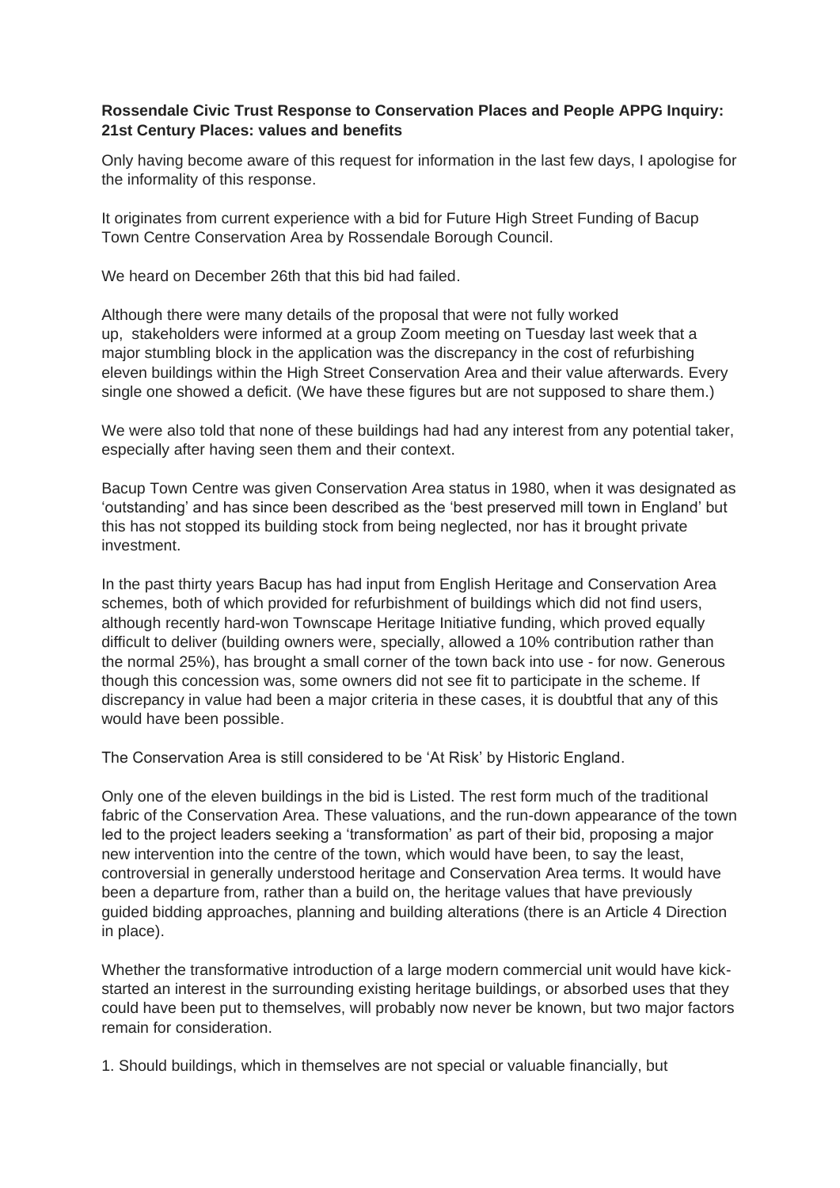**Rossendale Civic Trust Response to Conservation Places and People APPG Inquiry: 21st Century Places: values and benefits**

Only having become aware of this request for information in the last few days, I apologise for the informality of this response.

It originates from current experience with a bid for Future High Street Funding of Bacup Town Centre Conservation Area by Rossendale Borough Council.

We heard on December 26th that this bid had failed.

Although there were many details of the proposal that were not fully worked up, stakeholders were informed at a group Zoom meeting on Tuesday last week that a major stumbling block in the application was the discrepancy in the cost of refurbishing eleven buildings within the High Street Conservation Area and their value afterwards. Every single one showed a deficit. (We have these figures but are not supposed to share them.)

We were also told that none of these buildings had had any interest from any potential taker, especially after having seen them and their context.

Bacup Town Centre was given Conservation Area status in 1980, when it was designated as 'outstanding' and has since been described as the 'best preserved mill town in England' but this has not stopped its building stock from being neglected, nor has it brought private investment.

In the past thirty years Bacup has had input from English Heritage and Conservation Area schemes, both of which provided for refurbishment of buildings which did not find users, although recently hard-won Townscape Heritage Initiative funding, which proved equally difficult to deliver (building owners were, specially, allowed a 10% contribution rather than the normal 25%), has brought a small corner of the town back into use - for now. Generous though this concession was, some owners did not see fit to participate in the scheme. If discrepancy in value had been a major criteria in these cases, it is doubtful that any of this would have been possible.

The Conservation Area is still considered to be 'At Risk' by Historic England.

Only one of the eleven buildings in the bid is Listed. The rest form much of the traditional fabric of the Conservation Area. These valuations, and the run-down appearance of the town led to the project leaders seeking a 'transformation' as part of their bid, proposing a major new intervention into the centre of the town, which would have been, to say the least, controversial in generally understood heritage and Conservation Area terms. It would have been a departure from, rather than a build on, the heritage values that have previously guided bidding approaches, planning and building alterations (there is an Article 4 Direction in place).

Whether the transformative introduction of a large modern commercial unit would have kick-started an interest in the surrounding existing heritage buildings, or absorbed uses that they could have been put to themselves, will probably now never be known, but two major factors remain for consideration.

1. Should buildings, which in themselves are not special or valuable financially, but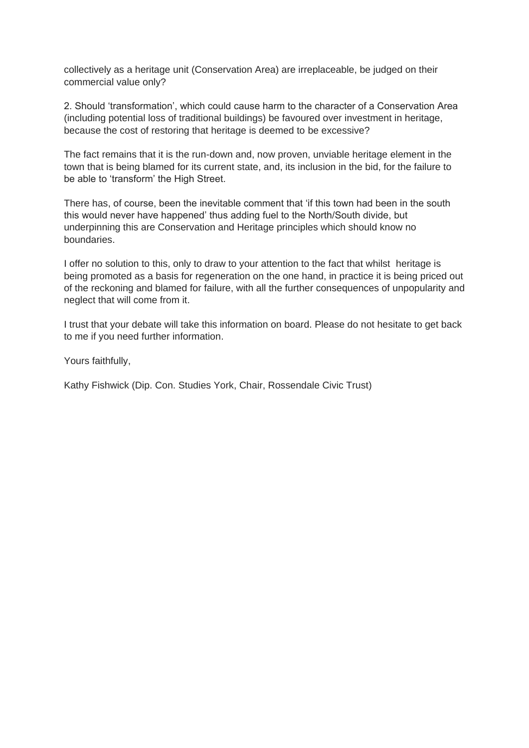collectively as a heritage unit (Conservation Area) are irreplaceable, be judged on their commercial value only?

2. Should 'transformation', which could cause harm to the character of a Conservation Area (including potential loss of traditional buildings) be favoured over investment in heritage, because the cost of restoring that heritage is deemed to be excessive?

The fact remains that it is the run-down and, now proven, unviable heritage element in the town that is being blamed for its current state, and, its inclusion in the bid, for the failure to be able to 'transform' the High Street.

There has, of course, been the inevitable comment that 'if this town had been in the south this would never have happened' thus adding fuel to the North/South divide, but underpinning this are Conservation and Heritage principles which should know no boundaries.

I offer no solution to this, only to draw to your attention to the fact that whilst heritage is being promoted as a basis for regeneration on the one hand, in practice it is being priced out of the reckoning and blamed for failure, with all the further consequences of unpopularity and neglect that will come from it.

I trust that your debate will take this information on board. Please do not hesitate to get back to me if you need further information.

Yours faithfully,

Kathy Fishwick (Dip. Con. Studies York, Chair, Rossendale Civic Trust)